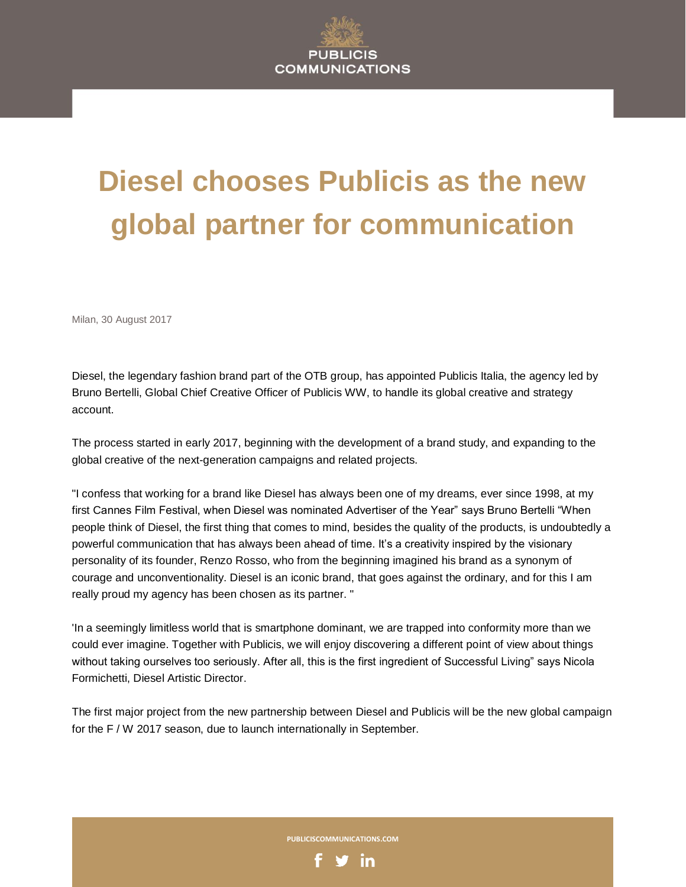# Diesel chooses Publicis as the new global partner for communication

Milan, 30 August 2017

Diesel, the legendary fashion brand part of the OTB group, has appointed Publicis Italia, the agency led by Bruno Bertelli, Global Chief Creative Officer of Publicis WW, to handle its global creative and strategy account.

The process started in early 2017, beginning with the development of a brand study, and expanding to the global creative of the next-generation campaigns and related projects.

"I confess that working for a brand like Diesel has always been one of my dreams, ever since 1998, at my first Cannes Film Festival, when Diesel was nominated Advertiser of the Year" says Bruno Bertelli "When people think of Diesel, the first thing that comes to mind, besides the quality of the products, is undoubtedly a powerful communication that has always been ahead of time. It's a creativity inspired by the visionary personality of its founder, Renzo Rosso, who from the beginning imagined his brand as a synonym of courage and unconventionality. Diesel is an iconic brand, that goes against the ordinary, and for this I am really proud my agency has been chosen as its partner. "

'In a seemingly limitless world that is smartphone dominant, we are trapped into conformity more than we could ever imagine. Together with Publicis, we will enjoy discovering a different point of view about things without taking ourselves too seriously. After all, this is the first ingredient of Successful Living" says Nicola Formichetti, Diesel Artistic Director.

The first major project from the new partnership between Diesel and Publicis will be the new global campaign for the F / W 2017 season, due to launch internationally in September.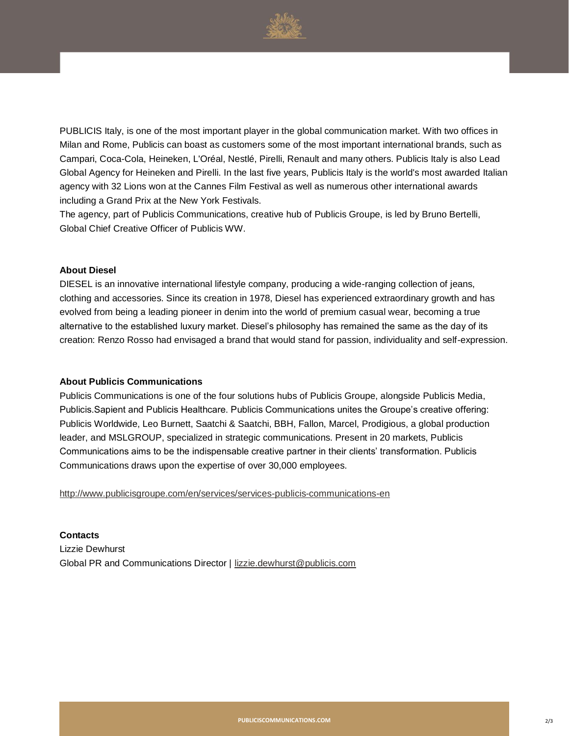PUBLICIS Italy, is one of the most important player in the global communication market. With two offices in Milan and Rome, Publicis can boast as customers some of the most important international brands, such as Campari, Coca-Cola, Heineken, L'Oréal, Nestlé, Pirelli, Renault and many others. Publicis Italy is also Lead Global Agency for Heineken and Pirelli. In the last five years, Publicis Italy is the world's most awarded Italian agency with 32 Lions won at the Cannes Film Festival as well as numerous other international awards including a Grand Prix at the New York Festivals.
The agency, part of Publicis Communications, creative hub of Publicis Groupe, is led by Bruno Bertelli, Global Chief Creative Officer of Publicis WW.

**About Diesel**

DIESEL is an innovative international lifestyle company, producing a wide-ranging collection of jeans, clothing and accessories. Since its creation in 1978, Diesel has experienced extraordinary growth and has evolved from being a leading pioneer in denim into the world of premium casual wear, becoming a true alternative to the established luxury market. Diesel's philosophy has remained the same as the day of its creation: Renzo Rosso had envisaged a brand that would stand for passion, individuality and self-expression.

**About Publicis Communications**

Publicis Communications is one of the four solutions hubs of Publicis Groupe, alongside Publicis Media, Publicis.Sapient and Publicis Healthcare. Publicis Communications unites the Groupe's creative offering: Publicis Worldwide, Leo Burnett, Saatchi & Saatchi, BBH, Fallon, Marcel, Prodigious, a global production leader, and MSLGROUP, specialized in strategic communications. Present in 20 markets, Publicis Communications aims to be the indispensable creative partner in their clients' transformation. Publicis Communications draws upon the expertise of over 30,000 employees.

http://www.publicisgroupe.com/en/services/services-publicis-communications-en

**Contacts**

Lizzie Dewhurst
Global PR and Communications Director | lizzie.dewhurst@publicis.com